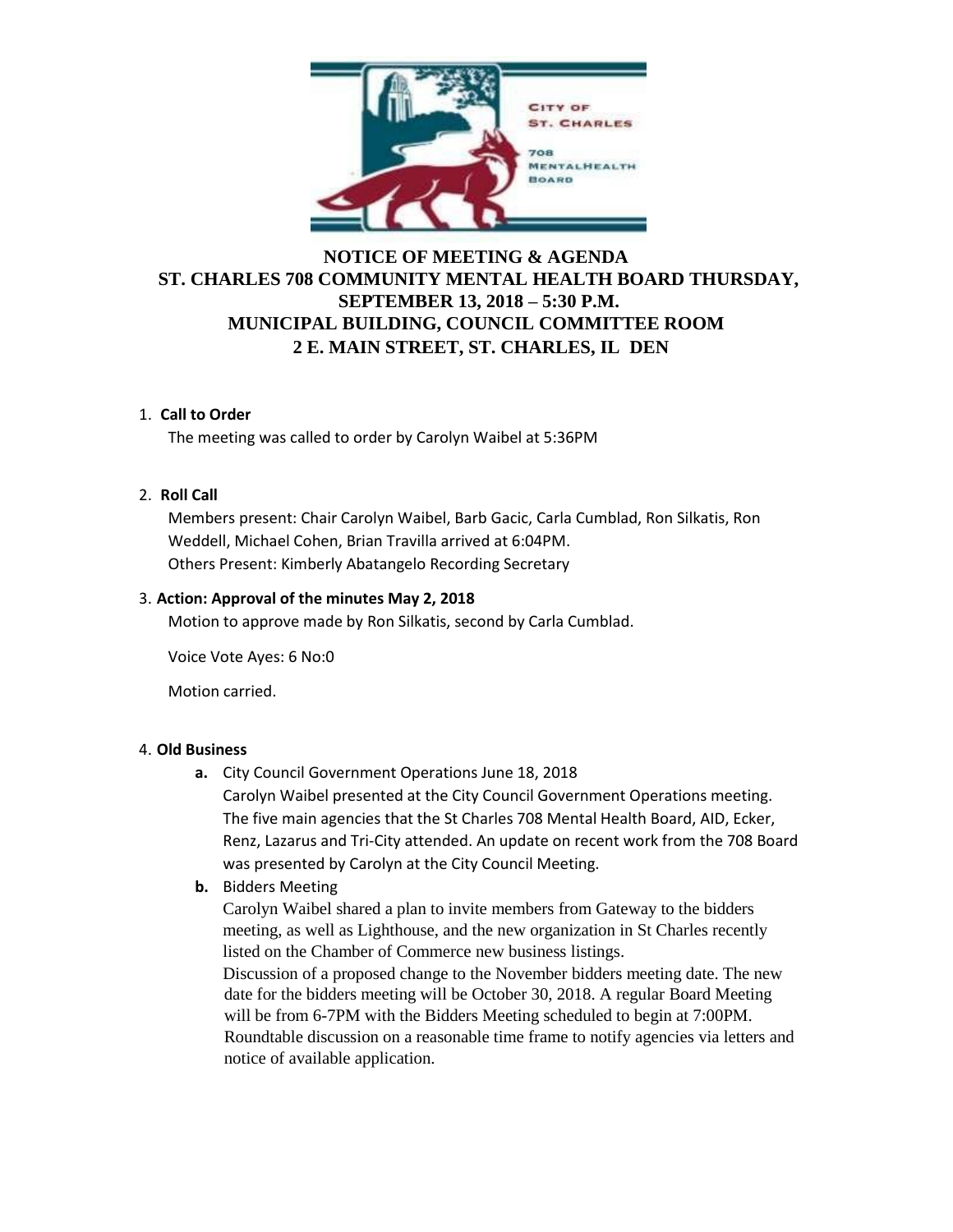# NOTICE OF MEETING & AGENDA
# ST. CHARLES 708 COMMUNITY MENTAL HEALTH BOARD THURSDAY, SEPTEMBER 13, 2018 – 5:30 P.M.
# MUNICIPAL BUILDING, COUNCIL COMMITTEE ROOM
# 2 E. MAIN STREET, ST. CHARLES, IL DEN

1. **Call to Order**

   The meeting was called to order by Carolyn Waibel at 5:36PM

2. **Roll Call**

   Members present: Chair Carolyn Waibel, Barb Gacic, Carla Cumblad, Ron Silkatis, Ron Weddell, Michael Cohen, Brian Travilla arrived at 6:04PM.
   Others Present: Kimberly Abatangelo Recording Secretary

3. **Action: Approval of the minutes May 2, 2018**

   Motion to approve made by Ron Silkatis, second by Carla Cumblad.

   Voice Vote Ayes: 6 No:0

   Motion carried.

4. **Old Business**

   **a.** City Council Government Operations June 18, 2018
   Carolyn Waibel presented at the City Council Government Operations meeting. The five main agencies that the St Charles 708 Mental Health Board, AID, Ecker, Renz, Lazarus and Tri-City attended. An update on recent work from the 708 Board was presented by Carolyn at the City Council Meeting.

   **b.** Bidders Meeting
   Carolyn Waibel shared a plan to invite members from Gateway to the bidders meeting, as well as Lighthouse, and the new organization in St Charles recently listed on the Chamber of Commerce new business listings.
   Discussion of a proposed change to the November bidders meeting date. The new date for the bidders meeting will be October 30, 2018. A regular Board Meeting will be from 6-7PM with the Bidders Meeting scheduled to begin at 7:00PM. Roundtable discussion on a reasonable time frame to notify agencies via letters and notice of available application.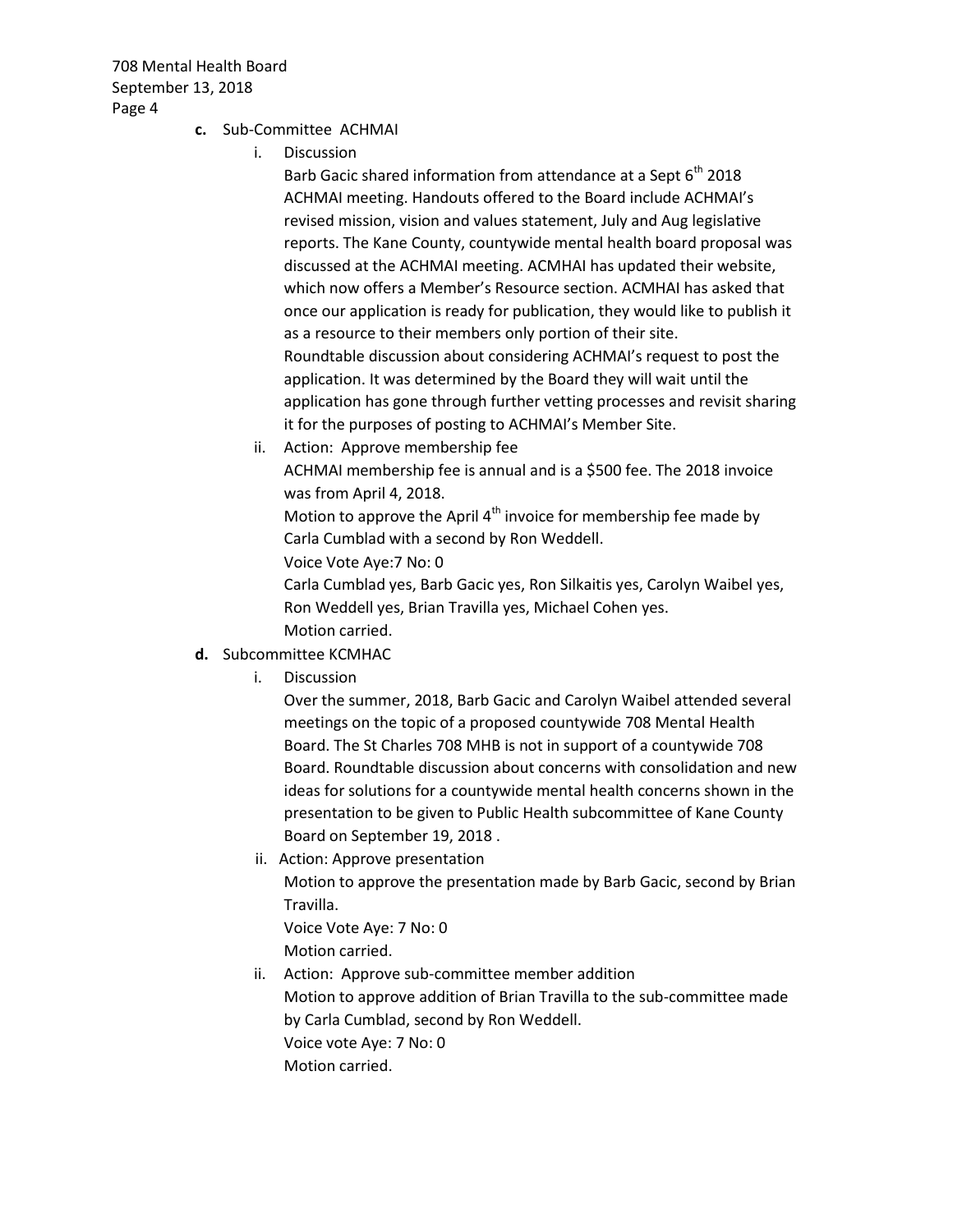- **c.** Sub-Committee ACHMAI
  - i. Discussion

    Barb Gacic shared information from attendance at a Sept 6th 2018 ACHMAI meeting. Handouts offered to the Board include ACHMAI's revised mission, vision and values statement, July and Aug legislative reports. The Kane County, countywide mental health board proposal was discussed at the ACHMAI meeting. ACMHAI has updated their website, which now offers a Member's Resource section. ACMHAI has asked that once our application is ready for publication, they would like to publish it as a resource to their members only portion of their site.

    Roundtable discussion about considering ACHMAI's request to post the application. It was determined by the Board they will wait until the application has gone through further vetting processes and revisit sharing it for the purposes of posting to ACHMAI's Member Site.
  - ii. Action: Approve membership fee

    ACHMAI membership fee is annual and is a $500 fee. The 2018 invoice was from April 4, 2018.

    Motion to approve the April 4th invoice for membership fee made by Carla Cumblad with a second by Ron Weddell.

    Voice Vote Aye:7 No: 0

    Carla Cumblad yes, Barb Gacic yes, Ron Silkaitis yes, Carolyn Waibel yes, Ron Weddell yes, Brian Travilla yes, Michael Cohen yes.

    Motion carried.
- **d.** Subcommittee KCMHAC
  - i. Discussion

    Over the summer, 2018, Barb Gacic and Carolyn Waibel attended several meetings on the topic of a proposed countywide 708 Mental Health Board. The St Charles 708 MHB is not in support of a countywide 708 Board. Roundtable discussion about concerns with consolidation and new ideas for solutions for a countywide mental health concerns shown in the presentation to be given to Public Health subcommittee of Kane County Board on September 19, 2018 .
  - ii. Action: Approve presentation

    Motion to approve the presentation made by Barb Gacic, second by Brian Travilla.

    Voice Vote Aye: 7 No: 0

    Motion carried.
  - ii. Action: Approve sub-committee member addition

    Motion to approve addition of Brian Travilla to the sub-committee made by Carla Cumblad, second by Ron Weddell.

    Voice vote Aye: 7 No: 0

    Motion carried.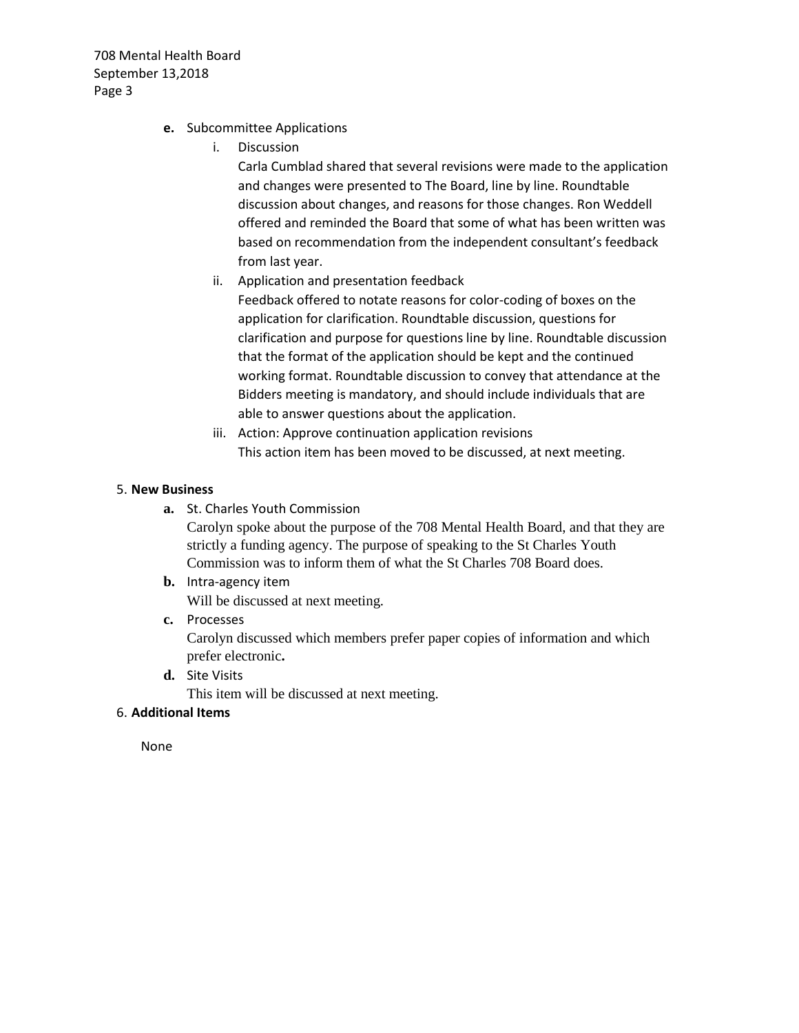**e.** Subcommittee Applications

  i. Discussion

     Carla Cumblad shared that several revisions were made to the application and changes were presented to The Board, line by line. Roundtable discussion about changes, and reasons for those changes. Ron Weddell offered and reminded the Board that some of what has been written was based on recommendation from the independent consultant's feedback from last year.

  ii. Application and presentation feedback

     Feedback offered to notate reasons for color-coding of boxes on the application for clarification. Roundtable discussion, questions for clarification and purpose for questions line by line. Roundtable discussion that the format of the application should be kept and the continued working format. Roundtable discussion to convey that attendance at the Bidders meeting is mandatory, and should include individuals that are able to answer questions about the application.

  iii. Action: Approve continuation application revisions

     This action item has been moved to be discussed, at next meeting.

5. **New Business**

   **a.** St. Charles Youth Commission

   Carolyn spoke about the purpose of the 708 Mental Health Board, and that they are strictly a funding agency. The purpose of speaking to the St Charles Youth Commission was to inform them of what the St Charles 708 Board does.

   **b.** Intra-agency item

   Will be discussed at next meeting.

   **c.** Processes

   Carolyn discussed which members prefer paper copies of information and which prefer electronic.

   **d.** Site Visits

   This item will be discussed at next meeting.

6. **Additional Items**

   None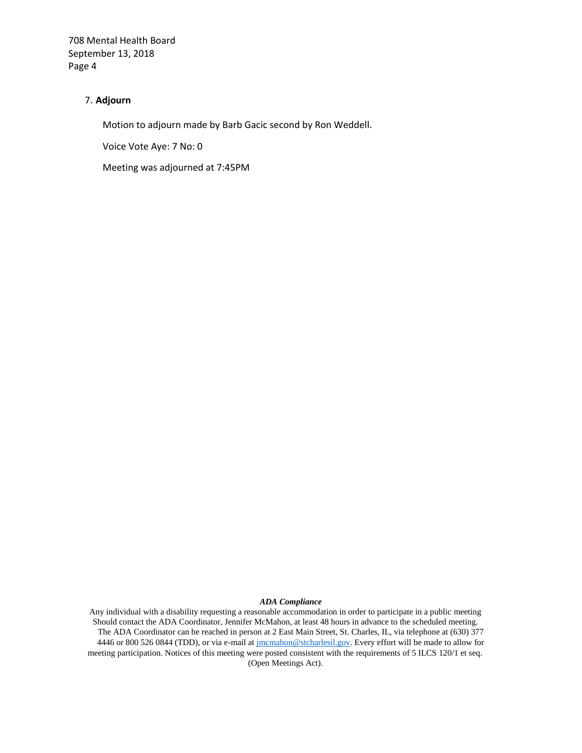7. **Adjourn**

Motion to adjourn made by Barb Gacic second by Ron Weddell.

Voice Vote Aye: 7 No: 0

Meeting was adjourned at 7:45PM

***ADA Compliance***

Any individual with a disability requesting a reasonable accommodation in order to participate in a public meeting Should contact the ADA Coordinator, Jennifer McMahon, at least 48 hours in advance to the scheduled meeting. The ADA Coordinator can be reached in person at 2 East Main Street, St. Charles, IL, via telephone at (630) 377 4446 or 800 526 0844 (TDD), or via e-mail at jmcmahon@stcharlesil.gov. Every effort will be made to allow for meeting participation. Notices of this meeting were posted consistent with the requirements of 5 ILCS 120/1 et seq. (Open Meetings Act).